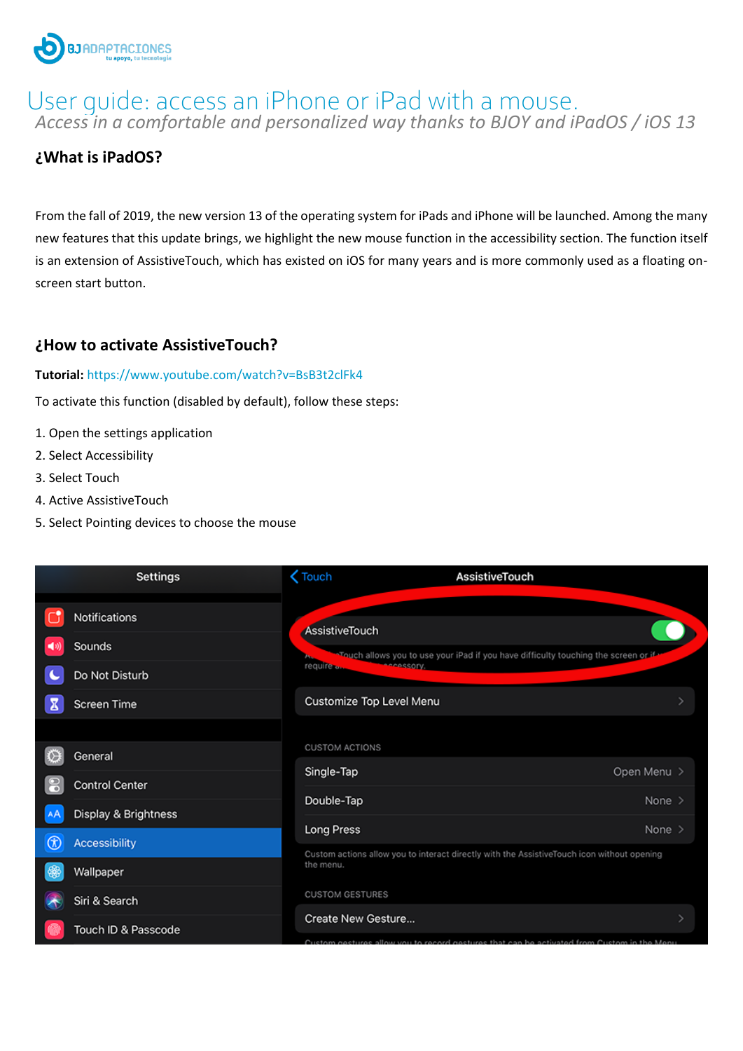# User guide: access an iPhone or iPad with a mouse.

*Access in a comfortable and personalized way thanks to BJOY and iPadOS / iOS 13*

## ¿What is iPadOS?

From the fall of 2019, the new version 13 of the operating system for iPads and iPhone will be launched. Among the many new features that this update brings, we highlight the new mouse function in the accessibility section. The function itself is an extension of AssistiveTouch, which has existed on iOS for many years and is more commonly used as a floating on-screen start button.

## ¿How to activate AssistiveTouch?

**Tutorial:** https://www.youtube.com/watch?v=BsB3t2clFk4

To activate this function (disabled by default), follow these steps:

1. Open the settings application
2. Select Accessibility
3. Select Touch
4. Active AssistiveTouch
5. Select Pointing devices to choose the mouse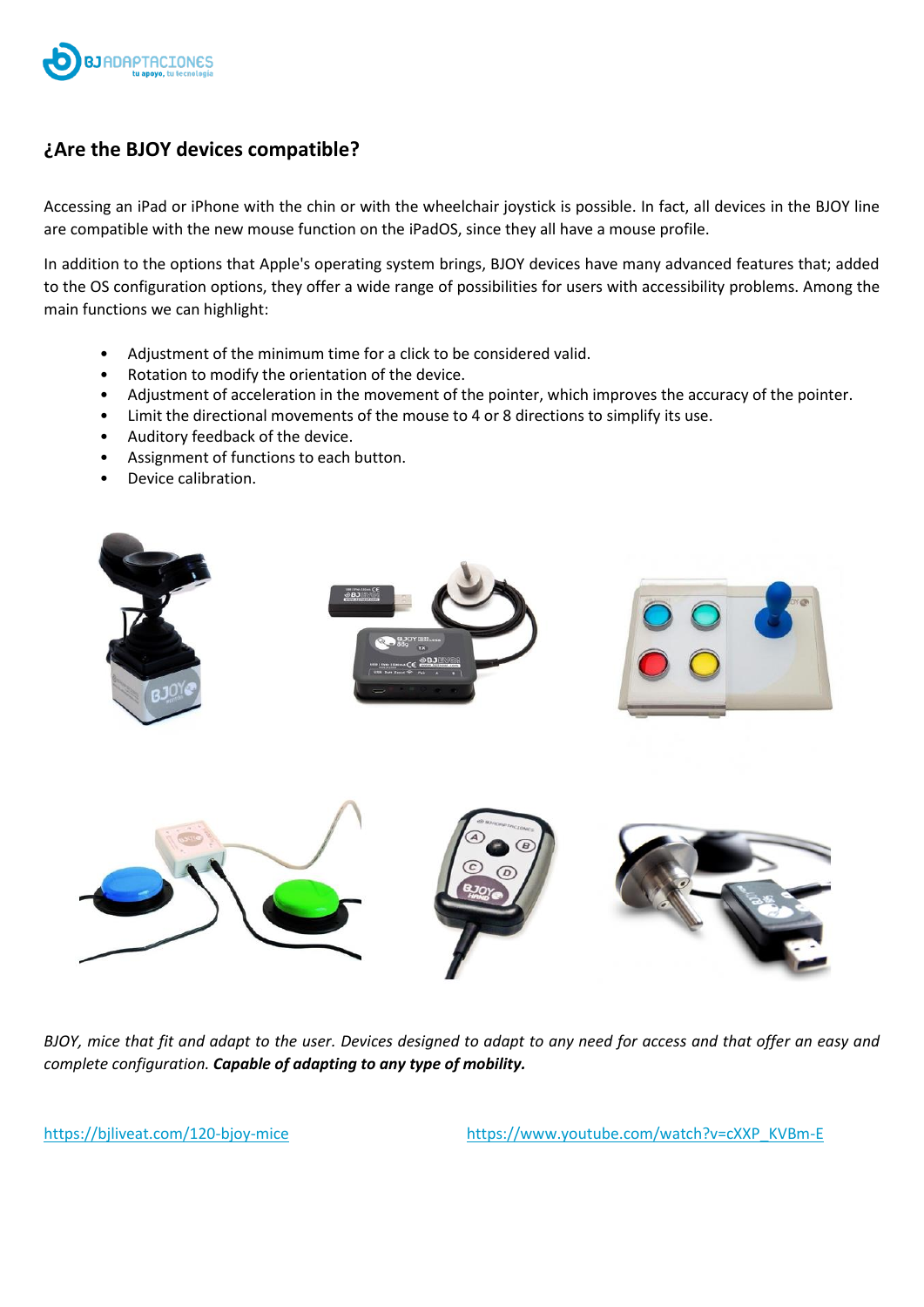## ¿Are the BJOY devices compatible?

Accessing an iPad or iPhone with the chin or with the wheelchair joystick is possible. In fact, all devices in the BJOY line are compatible with the new mouse function on the iPadOS, since they all have a mouse profile.

In addition to the options that Apple's operating system brings, BJOY devices have many advanced features that; added to the OS configuration options, they offer a wide range of possibilities for users with accessibility problems. Among the main functions we can highlight:

- Adjustment of the minimum time for a click to be considered valid.
- Rotation to modify the orientation of the device.
- Adjustment of acceleration in the movement of the pointer, which improves the accuracy of the pointer.
- Limit the directional movements of the mouse to 4 or 8 directions to simplify its use.
- Auditory feedback of the device.
- Assignment of functions to each button.
- Device calibration.

*BJOY, mice that fit and adapt to the user. Devices designed to adapt to any need for access and that offer an easy and complete configuration.* ***Capable of adapting to any type of mobility.***

https://bjliveat.com/120-bjoy-mice

https://www.youtube.com/watch?v=cXXP_KVBm-E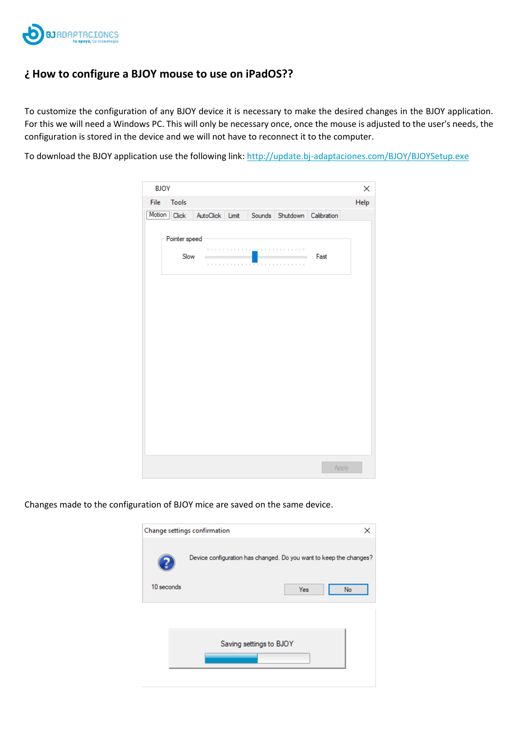## ¿ How to configure a BJOY mouse to use on iPadOS??

To customize the configuration of any BJOY device it is necessary to make the desired changes in the BJOY application. For this we will need a Windows PC. This will only be necessary once, once the mouse is adjusted to the user's needs, the configuration is stored in the device and we will not have to reconnect it to the computer.

To download the BJOY application use the following link: [http://update.bj-adaptaciones.com/BJOY/BJOYSetup.exe](http://update.bj-adaptaciones.com/BJOY/BJOYSetup.exe)

Changes made to the configuration of BJOY mice are saved on the same device.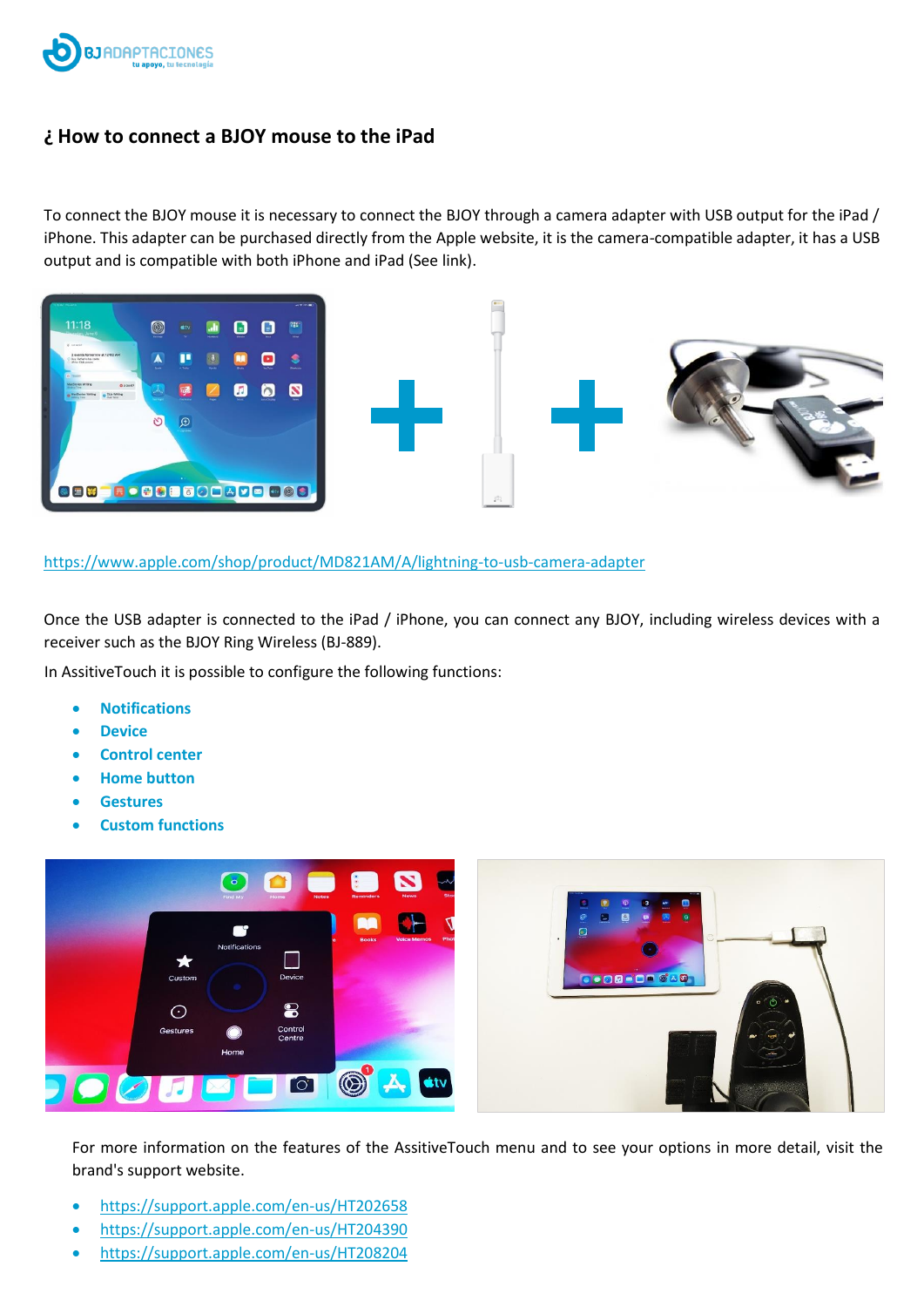## ¿ How to connect a BJOY mouse to the iPad

To connect the BJOY mouse it is necessary to connect the BJOY through a camera adapter with USB output for the iPad / iPhone. This adapter can be purchased directly from the Apple website, it is the camera-compatible adapter, it has a USB output and is compatible with both iPhone and iPad (See link).

https://www.apple.com/shop/product/MD821AM/A/lightning-to-usb-camera-adapter

Once the USB adapter is connected to the iPad / iPhone, you can connect any BJOY, including wireless devices with a receiver such as the BJOY Ring Wireless (BJ-889).

In AssitiveTouch it is possible to configure the following functions:

- **Notifications**
- **Device**
- **Control center**
- **Home button**
- **Gestures**
- **Custom functions**

For more information on the features of the AssitiveTouch menu and to see your options in more detail, visit the brand's support website.

- https://support.apple.com/en-us/HT202658
- https://support.apple.com/en-us/HT204390
- https://support.apple.com/en-us/HT208204